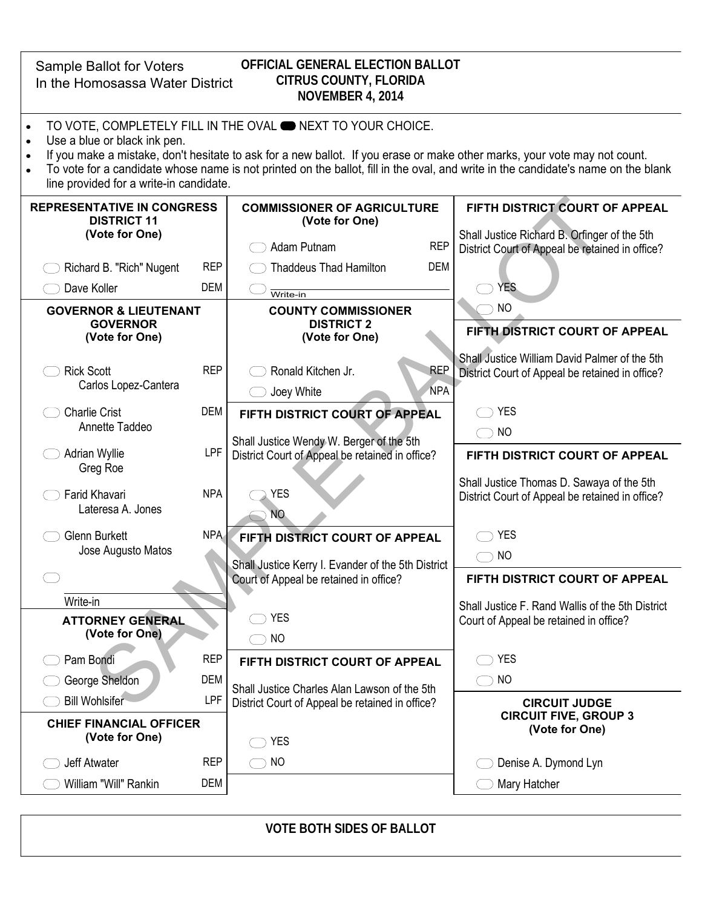Sample Ballot for Voters
In the Homosassa Water District

**OFFICIAL GENERAL ELECTION BALLOT**
**CITRUS COUNTY, FLORIDA**
**NOVEMBER 4, 2014**

- TO VOTE, COMPLETELY FILL IN THE OVAL NEXT TO YOUR CHOICE.
- Use a blue or black ink pen.
- If you make a mistake, don't hesitate to ask for a new ballot. If you erase or make other marks, your vote may not count.
- To vote for a candidate whose name is not printed on the ballot, fill in the oval, and write in the candidate's name on the blank line provided for a write-in candidate.

SAMPLE BALLOT

### REPRESENTATIVE IN CONGRESS DISTRICT 11
**(Vote for One)**

- ⬭ Richard B. "Rich" Nugent — REP
- ⬭ Dave Koller — DEM

### GOVERNOR & LIEUTENANT GOVERNOR
**(Vote for One)**

- ⬭ Rick Scott / Carlos Lopez-Cantera — REP
- ⬭ Charlie Crist / Annette Taddeo — DEM
- ⬭ Adrian Wyllie / Greg Roe — LPF
- ⬭ Farid Khavari / Lateresa A. Jones — NPA
- ⬭ Glenn Burkett / Jose Augusto Matos — NPA
- ⬭ ______________ Write-in

### ATTORNEY GENERAL
**(Vote for One)**

- ⬭ Pam Bondi — REP
- ⬭ George Sheldon — DEM
- ⬭ Bill Wohlsifer — LPF

### CHIEF FINANCIAL OFFICER
**(Vote for One)**

- ⬭ Jeff Atwater — REP
- ⬭ William "Will" Rankin — DEM

### COMMISSIONER OF AGRICULTURE
**(Vote for One)**

- ⬭ Adam Putnam — REP
- ⬭ Thaddeus Thad Hamilton — DEM
- ⬭ ______________ Write-in

### COUNTY COMMISSIONER DISTRICT 2
**(Vote for One)**

- ⬭ Ronald Kitchen Jr. — REP
- ⬭ Joey White — NPA

### FIFTH DISTRICT COURT OF APPEAL

Shall Justice Wendy W. Berger of the 5th District Court of Appeal be retained in office?

- ⬭ YES
- ⬭ NO

### FIFTH DISTRICT COURT OF APPEAL

Shall Justice Kerry I. Evander of the 5th District Court of Appeal be retained in office?

- ⬭ YES
- ⬭ NO

### FIFTH DISTRICT COURT OF APPEAL

Shall Justice Charles Alan Lawson of the 5th District Court of Appeal be retained in office?

- ⬭ YES
- ⬭ NO

### FIFTH DISTRICT COURT OF APPEAL

Shall Justice Richard B. Orfinger of the 5th District Court of Appeal be retained in office?

- ⬭ YES
- ⬭ NO

### FIFTH DISTRICT COURT OF APPEAL

Shall Justice William David Palmer of the 5th District Court of Appeal be retained in office?

- ⬭ YES
- ⬭ NO

### FIFTH DISTRICT COURT OF APPEAL

Shall Justice Thomas D. Sawaya of the 5th District Court of Appeal be retained in office?

- ⬭ YES
- ⬭ NO

### FIFTH DISTRICT COURT OF APPEAL

Shall Justice F. Rand Wallis of the 5th District Court of Appeal be retained in office?

- ⬭ YES
- ⬭ NO

### CIRCUIT JUDGE CIRCUIT FIVE, GROUP 3
**(Vote for One)**

- ⬭ Denise A. Dymond Lyn
- ⬭ Mary Hatcher

**VOTE BOTH SIDES OF BALLOT**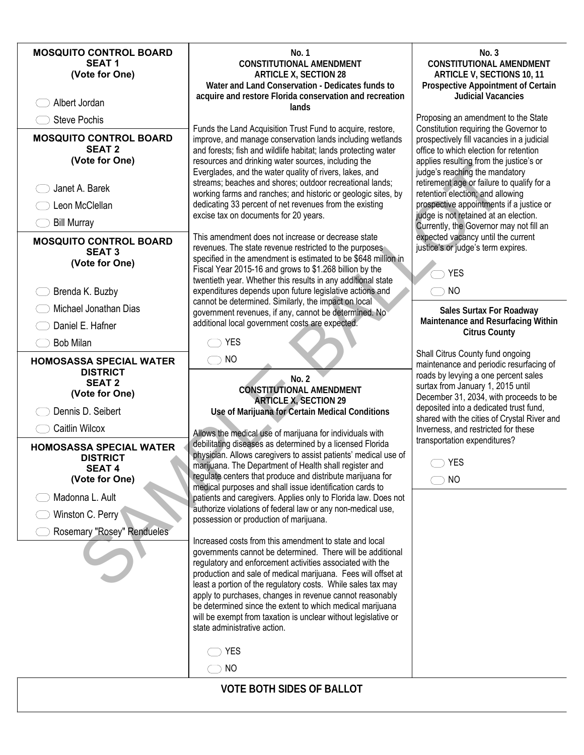## MOSQUITO CONTROL BOARD SEAT 1
(Vote for One)

- Albert Jordan
- Steve Pochis

## MOSQUITO CONTROL BOARD SEAT 2
(Vote for One)

- Janet A. Barek
- Leon McClellan
- Bill Murray

## MOSQUITO CONTROL BOARD SEAT 3
(Vote for One)

- Brenda K. Buzby
- Michael Jonathan Dias
- Daniel E. Hafner
- Bob Milan

## HOMOSASSA SPECIAL WATER DISTRICT SEAT 2
(Vote for One)

- Dennis D. Seibert
- Caitlin Wilcox

## HOMOSASSA SPECIAL WATER DISTRICT SEAT 4
(Vote for One)

- Madonna L. Ault
- Winston C. Perry
- Rosemary "Rosey" Rendueles

## No. 1 CONSTITUTIONAL AMENDMENT ARTICLE X, SECTION 28
**Water and Land Conservation - Dedicates funds to acquire and restore Florida conservation and recreation lands**

Funds the Land Acquisition Trust Fund to acquire, restore, improve, and manage conservation lands including wetlands and forests; fish and wildlife habitat; lands protecting water resources and drinking water sources, including the Everglades, and the water quality of rivers, lakes, and streams; beaches and shores; outdoor recreational lands; working farms and ranches; and historic or geologic sites, by dedicating 33 percent of net revenues from the existing excise tax on documents for 20 years.

This amendment does not increase or decrease state revenues. The state revenue restricted to the purposes specified in the amendment is estimated to be $648 million in Fiscal Year 2015-16 and grows to $1.268 billion by the twentieth year. Whether this results in any additional state expenditures depends upon future legislative actions and cannot be determined. Similarly, the impact on local government revenues, if any, cannot be determined. No additional local government costs are expected.

- YES
- NO

## No. 2 CONSTITUTIONAL AMENDMENT ARTICLE X, SECTION 29
**Use of Marijuana for Certain Medical Conditions**

Allows the medical use of marijuana for individuals with debilitating diseases as determined by a licensed Florida physician. Allows caregivers to assist patients' medical use of marijuana. The Department of Health shall register and regulate centers that produce and distribute marijuana for medical purposes and shall issue identification cards to patients and caregivers. Applies only to Florida law. Does not authorize violations of federal law or any non-medical use, possession or production of marijuana.

Increased costs from this amendment to state and local governments cannot be determined. There will be additional regulatory and enforcement activities associated with the production and sale of medical marijuana. Fees will offset at least a portion of the regulatory costs. While sales tax may apply to purchases, changes in revenue cannot reasonably be determined since the extent to which medical marijuana will be exempt from taxation is unclear without legislative or state administrative action.

- YES
- NO

## No. 3 CONSTITUTIONAL AMENDMENT ARTICLE V, SECTIONS 10, 11
**Prospective Appointment of Certain Judicial Vacancies**

Proposing an amendment to the State Constitution requiring the Governor to prospectively fill vacancies in a judicial office to which election for retention applies resulting from the justice's or judge's reaching the mandatory retirement age or failure to qualify for a retention election; and allowing prospective appointments if a justice or judge is not retained at an election. Currently, the Governor may not fill an expected vacancy until the current justice's or judge's term expires.

- YES
- NO

## Sales Surtax For Roadway Maintenance and Resurfacing Within Citrus County

Shall Citrus County fund ongoing maintenance and periodic resurfacing of roads by levying a one percent sales surtax from January 1, 2015 until December 31, 2034, with proceeds to be deposited into a dedicated trust fund, shared with the cities of Crystal River and Inverness, and restricted for these transportation expenditures?

- YES
- NO

**VOTE BOTH SIDES OF BALLOT**

SAMPLE BALLOT